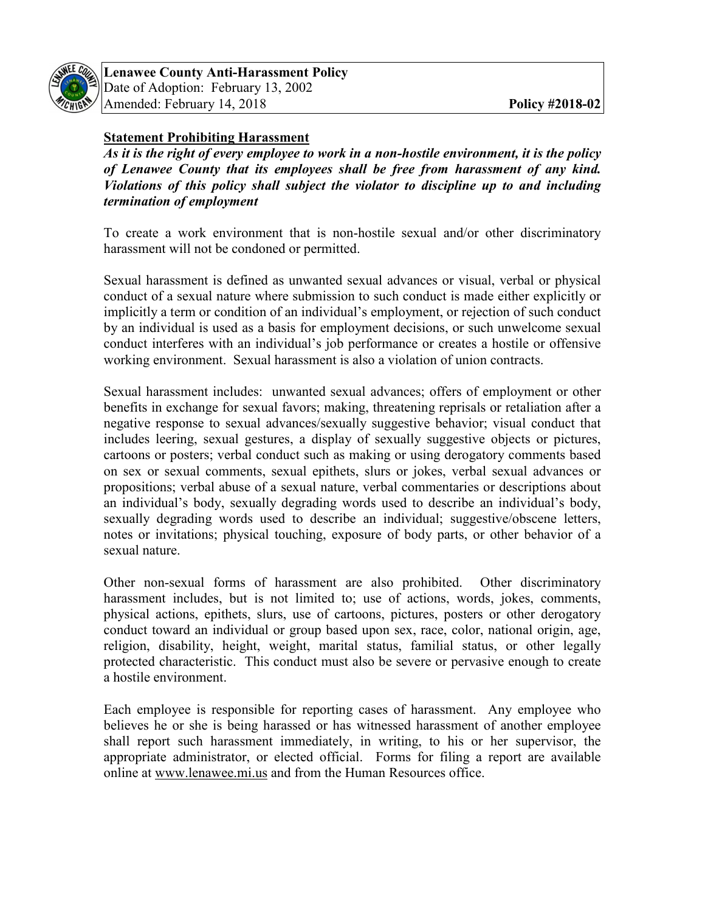**Lenawee County Anti-Harassment Policy**
Date of Adoption: February 13, 2002
Amended: February 14, 2018 **Policy #2018-02**

## Statement Prohibiting Harassment

***As it is the right of every employee to work in a non-hostile environment, it is the policy of Lenawee County that its employees shall be free from harassment of any kind. Violations of this policy shall subject the violator to discipline up to and including termination of employment***

To create a work environment that is non-hostile sexual and/or other discriminatory harassment will not be condoned or permitted.

Sexual harassment is defined as unwanted sexual advances or visual, verbal or physical conduct of a sexual nature where submission to such conduct is made either explicitly or implicitly a term or condition of an individual's employment, or rejection of such conduct by an individual is used as a basis for employment decisions, or such unwelcome sexual conduct interferes with an individual's job performance or creates a hostile or offensive working environment. Sexual harassment is also a violation of union contracts.

Sexual harassment includes: unwanted sexual advances; offers of employment or other benefits in exchange for sexual favors; making, threatening reprisals or retaliation after a negative response to sexual advances/sexually suggestive behavior; visual conduct that includes leering, sexual gestures, a display of sexually suggestive objects or pictures, cartoons or posters; verbal conduct such as making or using derogatory comments based on sex or sexual comments, sexual epithets, slurs or jokes, verbal sexual advances or propositions; verbal abuse of a sexual nature, verbal commentaries or descriptions about an individual's body, sexually degrading words used to describe an individual's body, sexually degrading words used to describe an individual; suggestive/obscene letters, notes or invitations; physical touching, exposure of body parts, or other behavior of a sexual nature.

Other non-sexual forms of harassment are also prohibited. Other discriminatory harassment includes, but is not limited to; use of actions, words, jokes, comments, physical actions, epithets, slurs, use of cartoons, pictures, posters or other derogatory conduct toward an individual or group based upon sex, race, color, national origin, age, religion, disability, height, weight, marital status, familial status, or other legally protected characteristic. This conduct must also be severe or pervasive enough to create a hostile environment.

Each employee is responsible for reporting cases of harassment. Any employee who believes he or she is being harassed or has witnessed harassment of another employee shall report such harassment immediately, in writing, to his or her supervisor, the appropriate administrator, or elected official. Forms for filing a report are available online at www.lenawee.mi.us and from the Human Resources office.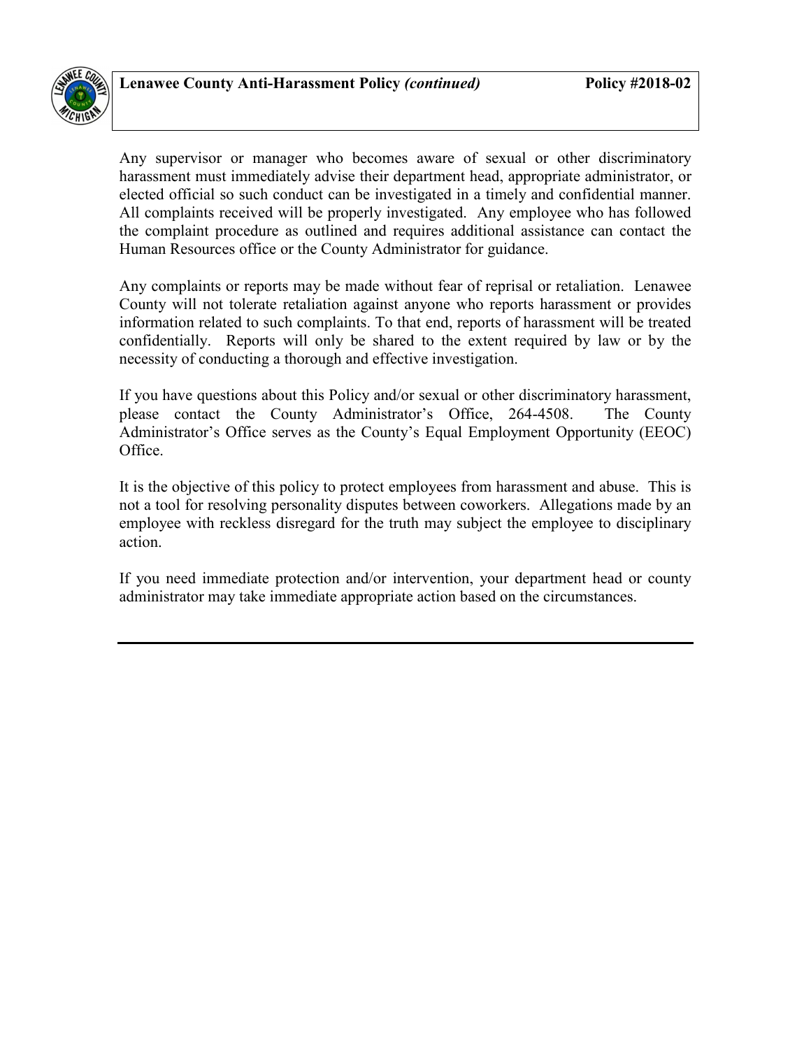Any supervisor or manager who becomes aware of sexual or other discriminatory harassment must immediately advise their department head, appropriate administrator, or elected official so such conduct can be investigated in a timely and confidential manner. All complaints received will be properly investigated. Any employee who has followed the complaint procedure as outlined and requires additional assistance can contact the Human Resources office or the County Administrator for guidance.

Any complaints or reports may be made without fear of reprisal or retaliation. Lenawee County will not tolerate retaliation against anyone who reports harassment or provides information related to such complaints. To that end, reports of harassment will be treated confidentially. Reports will only be shared to the extent required by law or by the necessity of conducting a thorough and effective investigation.

If you have questions about this Policy and/or sexual or other discriminatory harassment, please contact the County Administrator's Office, 264-4508. The County Administrator's Office serves as the County's Equal Employment Opportunity (EEOC) Office.

It is the objective of this policy to protect employees from harassment and abuse. This is not a tool for resolving personality disputes between coworkers. Allegations made by an employee with reckless disregard for the truth may subject the employee to disciplinary action.

If you need immediate protection and/or intervention, your department head or county administrator may take immediate appropriate action based on the circumstances.

---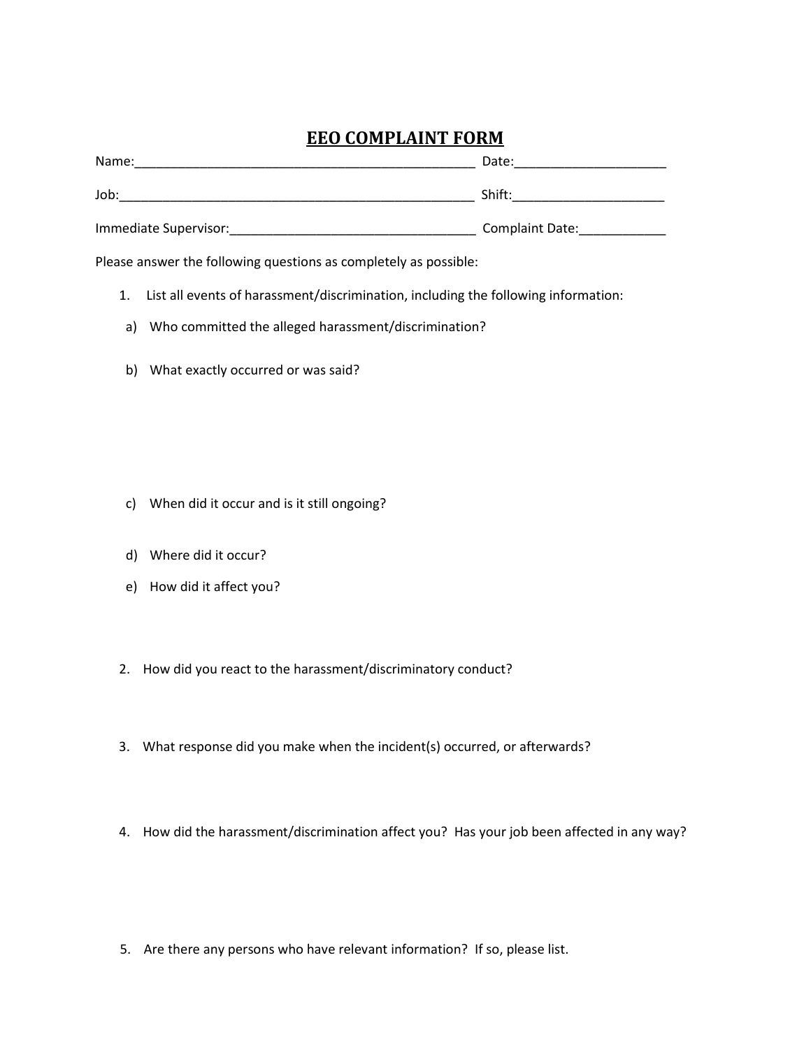# EEO COMPLAINT FORM

Name:_______________________________________________ Date:_____________________

Job:_________________________________________________ Shift:_____________________

Immediate Supervisor:__________________________________ Complaint Date:____________

Please answer the following questions as completely as possible:

1. List all events of harassment/discrimination, including the following information:

   a) Who committed the alleged harassment/discrimination?

   b) What exactly occurred or was said?

   c) When did it occur and is it still ongoing?

   d) Where did it occur?

   e) How did it affect you?

2. How did you react to the harassment/discriminatory conduct?

3. What response did you make when the incident(s) occurred, or afterwards?

4. How did the harassment/discrimination affect you? Has your job been affected in any way?

5. Are there any persons who have relevant information? If so, please list.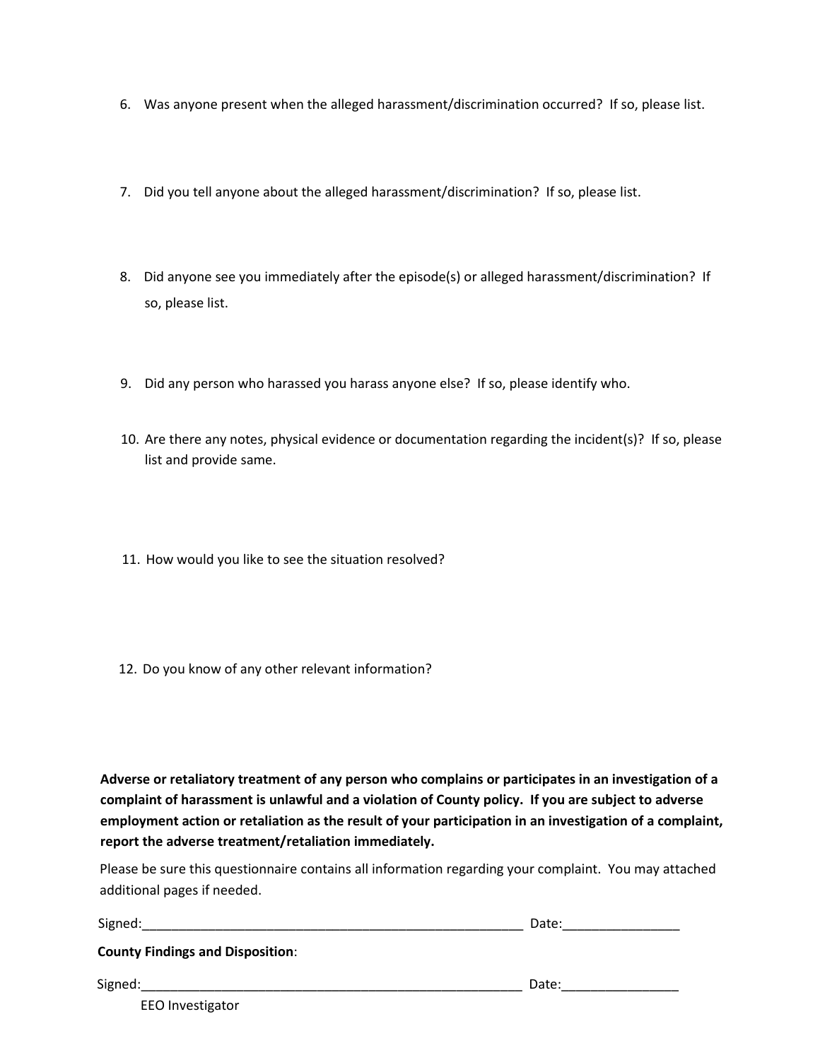6. Was anyone present when the alleged harassment/discrimination occurred? If so, please list.

7. Did you tell anyone about the alleged harassment/discrimination? If so, please list.

8. Did anyone see you immediately after the episode(s) or alleged harassment/discrimination? If so, please list.

9. Did any person who harassed you harass anyone else? If so, please identify who.

10. Are there any notes, physical evidence or documentation regarding the incident(s)? If so, please list and provide same.

11. How would you like to see the situation resolved?

12. Do you know of any other relevant information?

**Adverse or retaliatory treatment of any person who complains or participates in an investigation of a complaint of harassment is unlawful and a violation of County policy. If you are subject to adverse employment action or retaliation as the result of your participation in an investigation of a complaint, report the adverse treatment/retaliation immediately.**

Please be sure this questionnaire contains all information regarding your complaint. You may attached additional pages if needed.

Signed:_______________________________________________________ Date:________________

**County Findings and Disposition**:

Signed:_______________________________________________________ Date:________________
EEO Investigator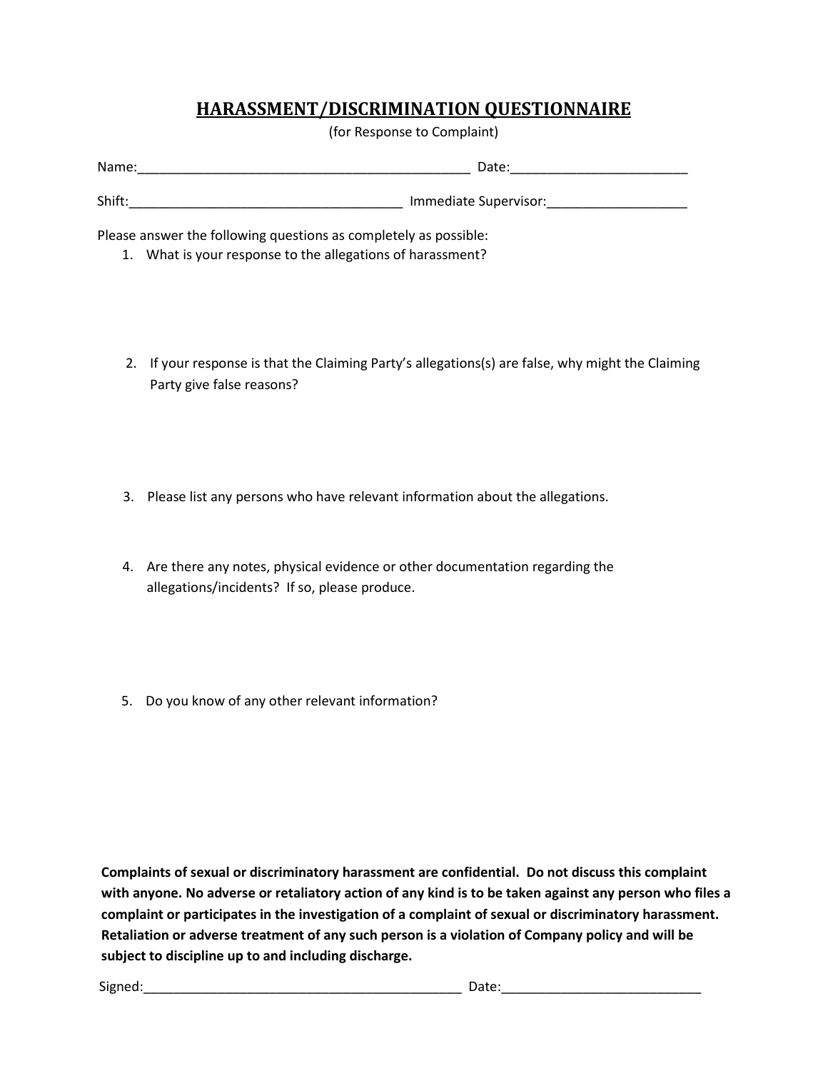## HARASSMENT/DISCRIMINATION QUESTIONNAIRE

(for Response to Complaint)

Name:_______________________________________________ Date:_________________________

Shift:_____________________________________ Immediate Supervisor:___________________

Please answer the following questions as completely as possible:

1. What is your response to the allegations of harassment?

2. If your response is that the Claiming Party's allegations(s) are false, why might the Claiming Party give false reasons?

3. Please list any persons who have relevant information about the allegations.

4. Are there any notes, physical evidence or other documentation regarding the allegations/incidents? If so, please produce.

5. Do you know of any other relevant information?

**Complaints of sexual or discriminatory harassment are confidential. Do not discuss this complaint with anyone. No adverse or retaliatory action of any kind is to be taken against any person who files a complaint or participates in the investigation of a complaint of sexual or discriminatory harassment. Retaliation or adverse treatment of any such person is a violation of Company policy and will be subject to discipline up to and including discharge.**

Signed:____________________________________________ Date:___________________________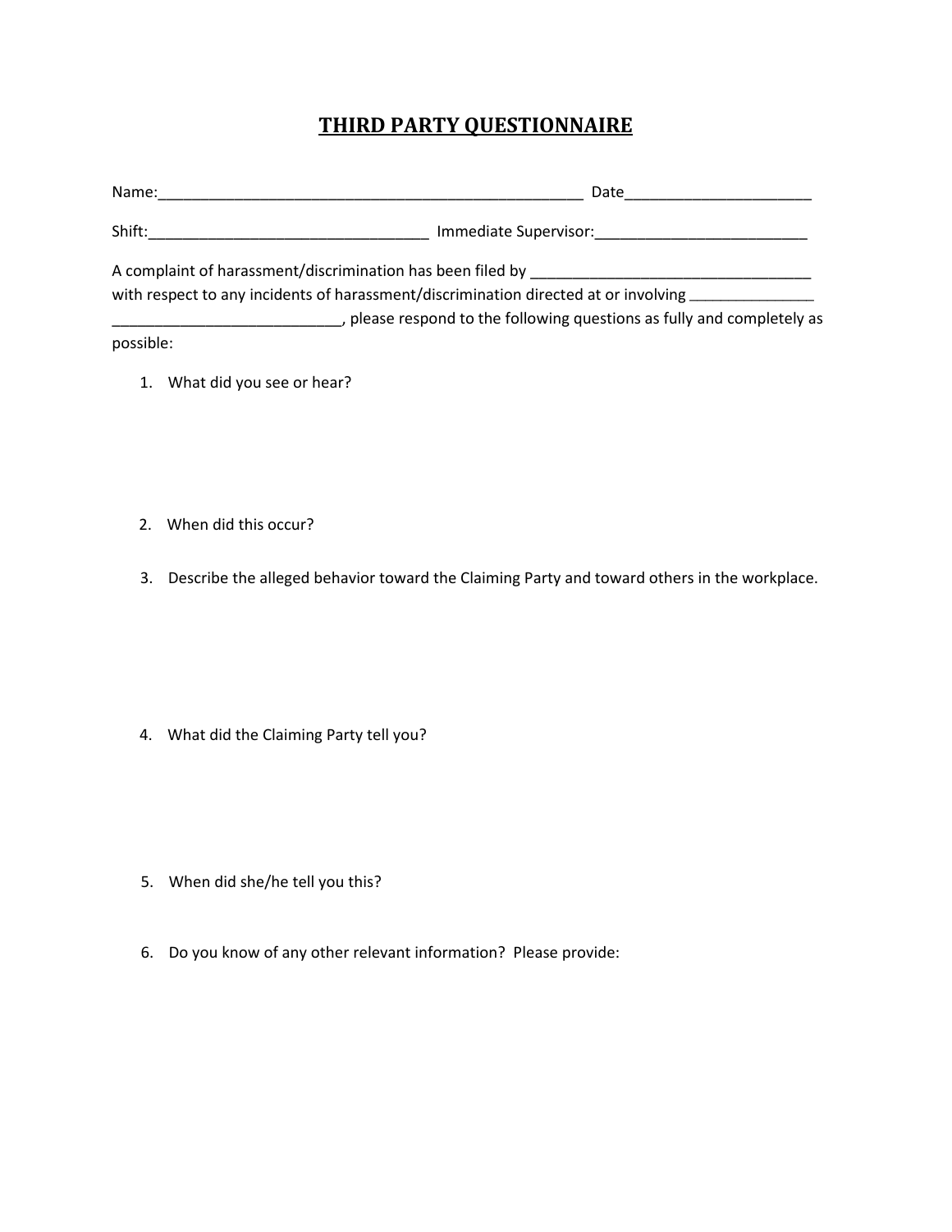# THIRD PARTY QUESTIONNAIRE

Name:_____________________________________________________ Date______________________

Shift:_________________________________ Immediate Supervisor:_________________________

A complaint of harassment/discrimination has been filed by _________________________________ with respect to any incidents of harassment/discrimination directed at or involving _______________ ___________________________, please respond to the following questions as fully and completely as possible:

1. What did you see or hear?

2. When did this occur?

3. Describe the alleged behavior toward the Claiming Party and toward others in the workplace.

4. What did the Claiming Party tell you?

5. When did she/he tell you this?

6. Do you know of any other relevant information? Please provide: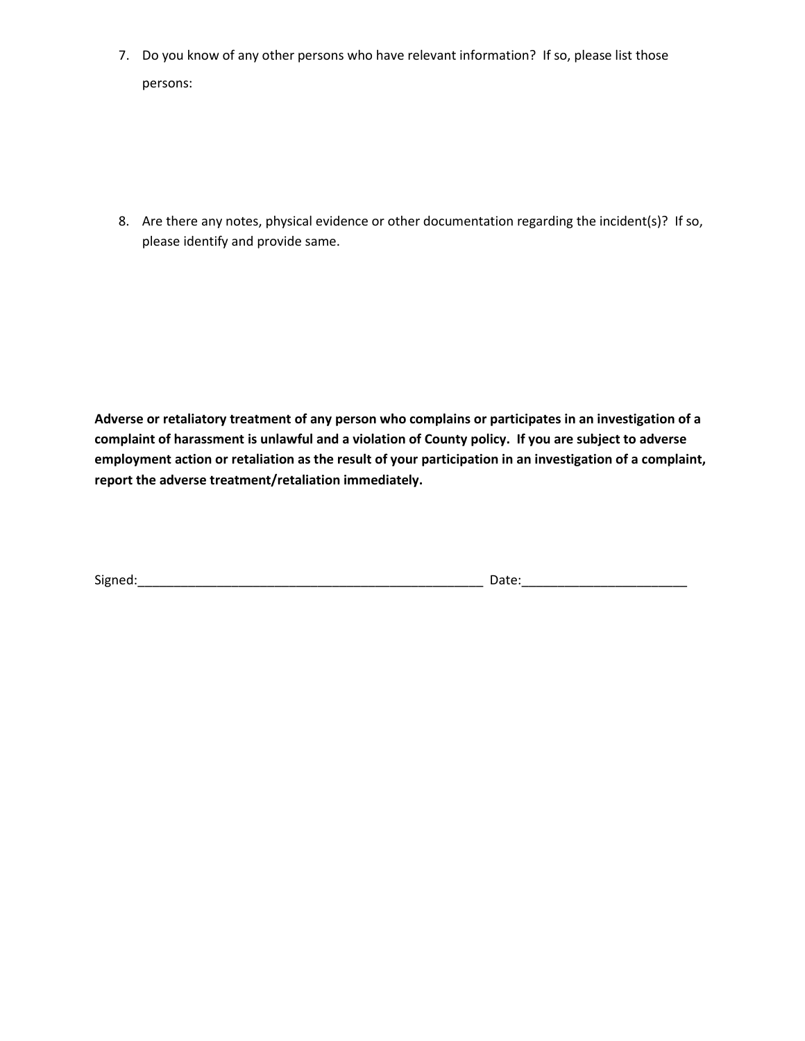7. Do you know of any other persons who have relevant information? If so, please list those persons:

8. Are there any notes, physical evidence or other documentation regarding the incident(s)? If so, please identify and provide same.

**Adverse or retaliatory treatment of any person who complains or participates in an investigation of a complaint of harassment is unlawful and a violation of County policy. If you are subject to adverse employment action or retaliation as the result of your participation in an investigation of a complaint, report the adverse treatment/retaliation immediately.**

Signed:__________________________________________________ Date:_______________________